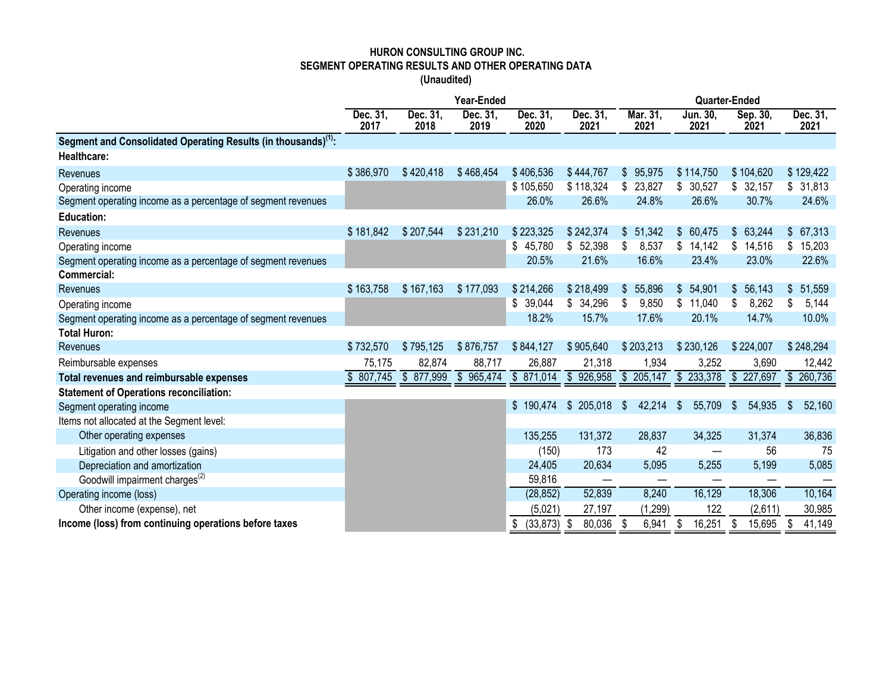**HURON CONSULTING GROUP INC.**
**SEGMENT OPERATING RESULTS AND OTHER OPERATING DATA**
**(Unaudited)**

| | Year-Ended | | | | | Quarter-Ended | | | |
|---|---|---|---|---|---|---|---|---|---|
| | Dec. 31, 2017 | Dec. 31, 2018 | Dec. 31, 2019 | Dec. 31, 2020 | Dec. 31, 2021 | Mar. 31, 2021 | Jun. 30, 2021 | Sep. 30, 2021 | Dec. 31, 2021 |
| **Segment and Consolidated Operating Results (in thousands)[(1)]:** | | | | | | | | | |
| **Healthcare:** | | | | | | | | | |
| Revenues | $ 386,970 | $ 420,418 | $ 468,454 | $ 406,536 | $ 444,767 | $ 95,975 | $ 114,750 | $ 104,620 | $ 129,422 |
| Operating income | | | | $ 105,650 | $ 118,324 | $ 23,827 | $ 30,527 | $ 32,157 | $ 31,813 |
| Segment operating income as a percentage of segment revenues | | | | 26.0% | 26.6% | 24.8% | 26.6% | 30.7% | 24.6% |
| **Education:** | | | | | | | | | |
| Revenues | $ 181,842 | $ 207,544 | $ 231,210 | $ 223,325 | $ 242,374 | $ 51,342 | $ 60,475 | $ 63,244 | $ 67,313 |
| Operating income | | | | $ 45,780 | $ 52,398 | $ 8,537 | $ 14,142 | $ 14,516 | $ 15,203 |
| Segment operating income as a percentage of segment revenues | | | | 20.5% | 21.6% | 16.6% | 23.4% | 23.0% | 22.6% |
| **Commercial:** | | | | | | | | | |
| Revenues | $ 163,758 | $ 167,163 | $ 177,093 | $ 214,266 | $ 218,499 | $ 55,896 | $ 54,901 | $ 56,143 | $ 51,559 |
| Operating income | | | | $ 39,044 | $ 34,296 | $ 9,850 | $ 11,040 | $ 8,262 | $ 5,144 |
| Segment operating income as a percentage of segment revenues | | | | 18.2% | 15.7% | 17.6% | 20.1% | 14.7% | 10.0% |
| **Total Huron:** | | | | | | | | | |
| Revenues | $ 732,570 | $ 795,125 | $ 876,757 | $ 844,127 | $ 905,640 | $ 203,213 | $ 230,126 | $ 224,007 | $ 248,294 |
| Reimbursable expenses | 75,175 | 82,874 | 88,717 | 26,887 | 21,318 | 1,934 | 3,252 | 3,690 | 12,442 |
| **Total revenues and reimbursable expenses** | $ 807,745 | $ 877,999 | $ 965,474 | $ 871,014 | $ 926,958 | $ 205,147 | $ 233,378 | $ 227,697 | $ 260,736 |
| **Statement of Operations reconciliation:** | | | | | | | | | |
| Segment operating income | | | | $ 190,474 | $ 205,018 | $ 42,214 | $ 55,709 | $ 54,935 | $ 52,160 |
| Items not allocated at the Segment level: | | | | | | | | | |
| Other operating expenses | | | | 135,255 | 131,372 | 28,837 | 34,325 | 31,374 | 36,836 |
| Litigation and other losses (gains) | | | | (150) | 173 | 42 | — | 56 | 75 |
| Depreciation and amortization | | | | 24,405 | 20,634 | 5,095 | 5,255 | 5,199 | 5,085 |
| Goodwill impairment charges[(2)] | | | | 59,816 | — | — | — | — | — |
| Operating income (loss) | | | | (28,852) | 52,839 | 8,240 | 16,129 | 18,306 | 10,164 |
| Other income (expense), net | | | | (5,021) | 27,197 | (1,299) | 122 | (2,611) | 30,985 |
| **Income (loss) from continuing operations before taxes** | | | | $ (33,873) | $ 80,036 | $ 6,941 | $ 16,251 | $ 15,695 | $ 41,149 |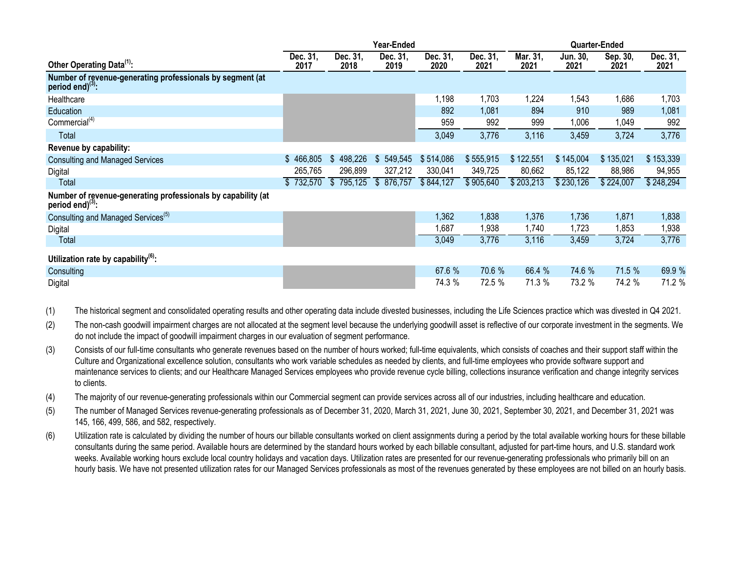| Other Operating Data[1]: | Year-Ended | | | | | Quarter-Ended | | | |
|---|---|---|---|---|---|---|---|---|---|
| | Dec. 31, 2017 | Dec. 31, 2018 | Dec. 31, 2019 | Dec. 31, 2020 | Dec. 31, 2021 | Mar. 31, 2021 | Jun. 30, 2021 | Sep. 30, 2021 | Dec. 31, 2021 |
| **Number of revenue-generating professionals by segment (at period end)[3]:** | | | | | | | | | |
| Healthcare | | | | 1,198 | 1,703 | 1,224 | 1,543 | 1,686 | 1,703 |
| Education | | | | 892 | 1,081 | 894 | 910 | 989 | 1,081 |
| Commercial[4] | | | | 959 | 992 | 999 | 1,006 | 1,049 | 992 |
| Total | | | | 3,049 | 3,776 | 3,116 | 3,459 | 3,724 | 3,776 |
| **Revenue by capability:** | | | | | | | | | |
| Consulting and Managed Services | $ 466,805 | $ 498,226 | $ 549,545 | $ 514,086 | $ 555,915 | $ 122,551 | $ 145,004 | $ 135,021 | $ 153,339 |
| Digital | 265,765 | 296,899 | 327,212 | 330,041 | 349,725 | 80,662 | 85,122 | 88,986 | 94,955 |
| Total | $ 732,570 | $ 795,125 | $ 876,757 | $ 844,127 | $ 905,640 | $ 203,213 | $ 230,126 | $ 224,007 | $ 248,294 |
| **Number of revenue-generating professionals by capability (at period end)[3]:** | | | | | | | | | |
| Consulting and Managed Services[5] | | | | 1,362 | 1,838 | 1,376 | 1,736 | 1,871 | 1,838 |
| Digital | | | | 1,687 | 1,938 | 1,740 | 1,723 | 1,853 | 1,938 |
| Total | | | | 3,049 | 3,776 | 3,116 | 3,459 | 3,724 | 3,776 |
| **Utilization rate by capability[6]:** | | | | | | | | | |
| Consulting | | | | 67.6 % | 70.6 % | 66.4 % | 74.6 % | 71.5 % | 69.9 % |
| Digital | | | | 74.3 % | 72.5 % | 71.3 % | 73.2 % | 74.2 % | 71.2 % |

(1) The historical segment and consolidated operating results and other operating data include divested businesses, including the Life Sciences practice which was divested in Q4 2021.

(2) The non-cash goodwill impairment charges are not allocated at the segment level because the underlying goodwill asset is reflective of our corporate investment in the segments. We do not include the impact of goodwill impairment charges in our evaluation of segment performance.

(3) Consists of our full-time consultants who generate revenues based on the number of hours worked; full-time equivalents, which consists of coaches and their support staff within the Culture and Organizational excellence solution, consultants who work variable schedules as needed by clients, and full-time employees who provide software support and maintenance services to clients; and our Healthcare Managed Services employees who provide revenue cycle billing, collections insurance verification and change integrity services to clients.

(4) The majority of our revenue-generating professionals within our Commercial segment can provide services across all of our industries, including healthcare and education.

(5) The number of Managed Services revenue-generating professionals as of December 31, 2020, March 31, 2021, June 30, 2021, September 30, 2021, and December 31, 2021 was 145, 166, 499, 586, and 582, respectively.

(6) Utilization rate is calculated by dividing the number of hours our billable consultants worked on client assignments during a period by the total available working hours for these billable consultants during the same period. Available hours are determined by the standard hours worked by each billable consultant, adjusted for part-time hours, and U.S. standard work weeks. Available working hours exclude local country holidays and vacation days. Utilization rates are presented for our revenue-generating professionals who primarily bill on an hourly basis. We have not presented utilization rates for our Managed Services professionals as most of the revenues generated by these employees are not billed on an hourly basis.